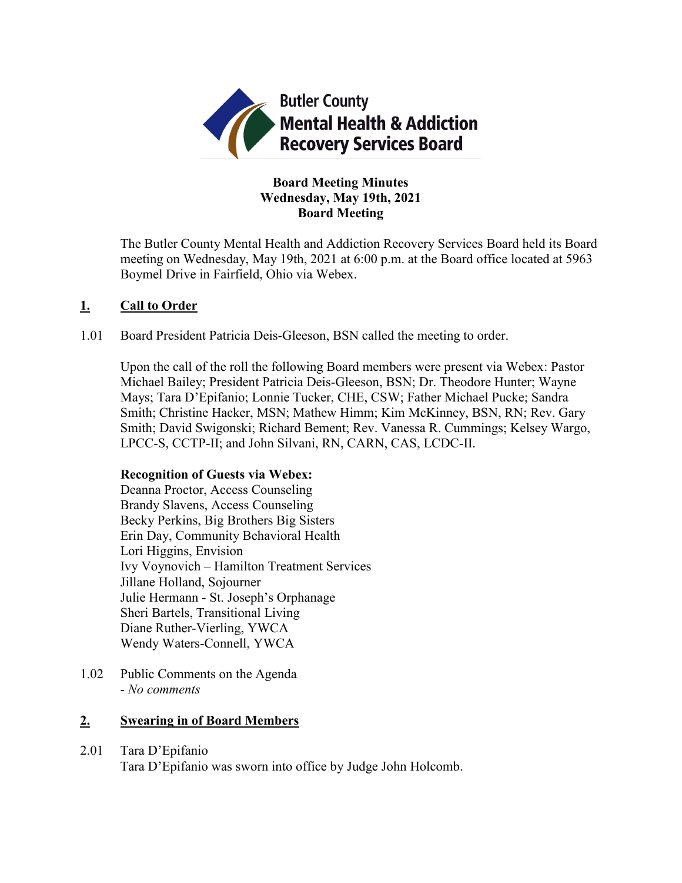Butler County Mental Health & Addiction Recovery Services Board

**Board Meeting Minutes**
**Wednesday, May 19th, 2021**
**Board Meeting**

The Butler County Mental Health and Addiction Recovery Services Board held its Board meeting on Wednesday, May 19th, 2021 at 6:00 p.m. at the Board office located at 5963 Boymel Drive in Fairfield, Ohio via Webex.

## 1. Call to Order

1.01 Board President Patricia Deis-Gleeson, BSN called the meeting to order.

Upon the call of the roll the following Board members were present via Webex: Pastor Michael Bailey; President Patricia Deis-Gleeson, BSN; Dr. Theodore Hunter; Wayne Mays; Tara D'Epifanio; Lonnie Tucker, CHE, CSW; Father Michael Pucke; Sandra Smith; Christine Hacker, MSN; Mathew Himm; Kim McKinney, BSN, RN; Rev. Gary Smith; David Swigonski; Richard Bement; Rev. Vanessa R. Cummings; Kelsey Wargo, LPCC-S, CCTP-II; and John Silvani, RN, CARN, CAS, LCDC-II.

**Recognition of Guests via Webex:**
Deanna Proctor, Access Counseling
Brandy Slavens, Access Counseling
Becky Perkins, Big Brothers Big Sisters
Erin Day, Community Behavioral Health
Lori Higgins, Envision
Ivy Voynovich – Hamilton Treatment Services
Jillane Holland, Sojourner
Julie Hermann - St. Joseph's Orphanage
Sheri Bartels, Transitional Living
Diane Ruther-Vierling, YWCA
Wendy Waters-Connell, YWCA

1.02 Public Comments on the Agenda
- *No comments*

## 2. Swearing in of Board Members

2.01 Tara D'Epifanio
Tara D'Epifanio was sworn into office by Judge John Holcomb.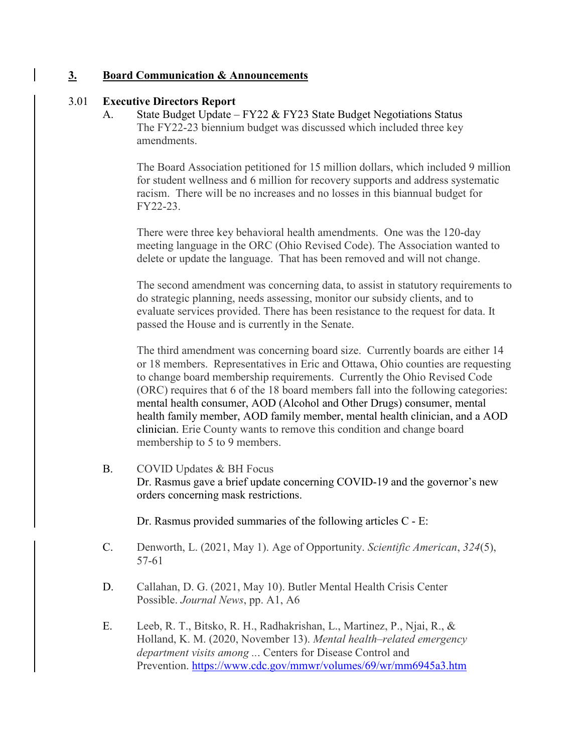## 3. Board Communication & Announcements

### 3.01 Executive Directors Report

A. State Budget Update – FY22 & FY23 State Budget Negotiations Status

The FY22-23 biennium budget was discussed which included three key amendments.

The Board Association petitioned for 15 million dollars, which included 9 million for student wellness and 6 million for recovery supports and address systematic racism. There will be no increases and no losses in this biannual budget for FY22-23.

There were three key behavioral health amendments. One was the 120-day meeting language in the ORC (Ohio Revised Code). The Association wanted to delete or update the language. That has been removed and will not change.

The second amendment was concerning data, to assist in statutory requirements to do strategic planning, needs assessing, monitor our subsidy clients, and to evaluate services provided. There has been resistance to the request for data. It passed the House and is currently in the Senate.

The third amendment was concerning board size. Currently boards are either 14 or 18 members. Representatives in Eric and Ottawa, Ohio counties are requesting to change board membership requirements. Currently the Ohio Revised Code (ORC) requires that 6 of the 18 board members fall into the following categories: mental health consumer, AOD (Alcohol and Other Drugs) consumer, mental health family member, AOD family member, mental health clinician, and a AOD clinician. Erie County wants to remove this condition and change board membership to 5 to 9 members.

B. COVID Updates & BH Focus

Dr. Rasmus gave a brief update concerning COVID-19 and the governor's new orders concerning mask restrictions.

Dr. Rasmus provided summaries of the following articles C - E:

C. Denworth, L. (2021, May 1). Age of Opportunity. *Scientific American*, *324*(5), 57-61

D. Callahan, D. G. (2021, May 10). Butler Mental Health Crisis Center Possible. *Journal News*, pp. A1, A6

E. Leeb, R. T., Bitsko, R. H., Radhakrishan, L., Martinez, P., Njai, R., & Holland, K. M. (2020, November 13). *Mental health–related emergency department visits among ...* Centers for Disease Control and Prevention. https://www.cdc.gov/mmwr/volumes/69/wr/mm6945a3.htm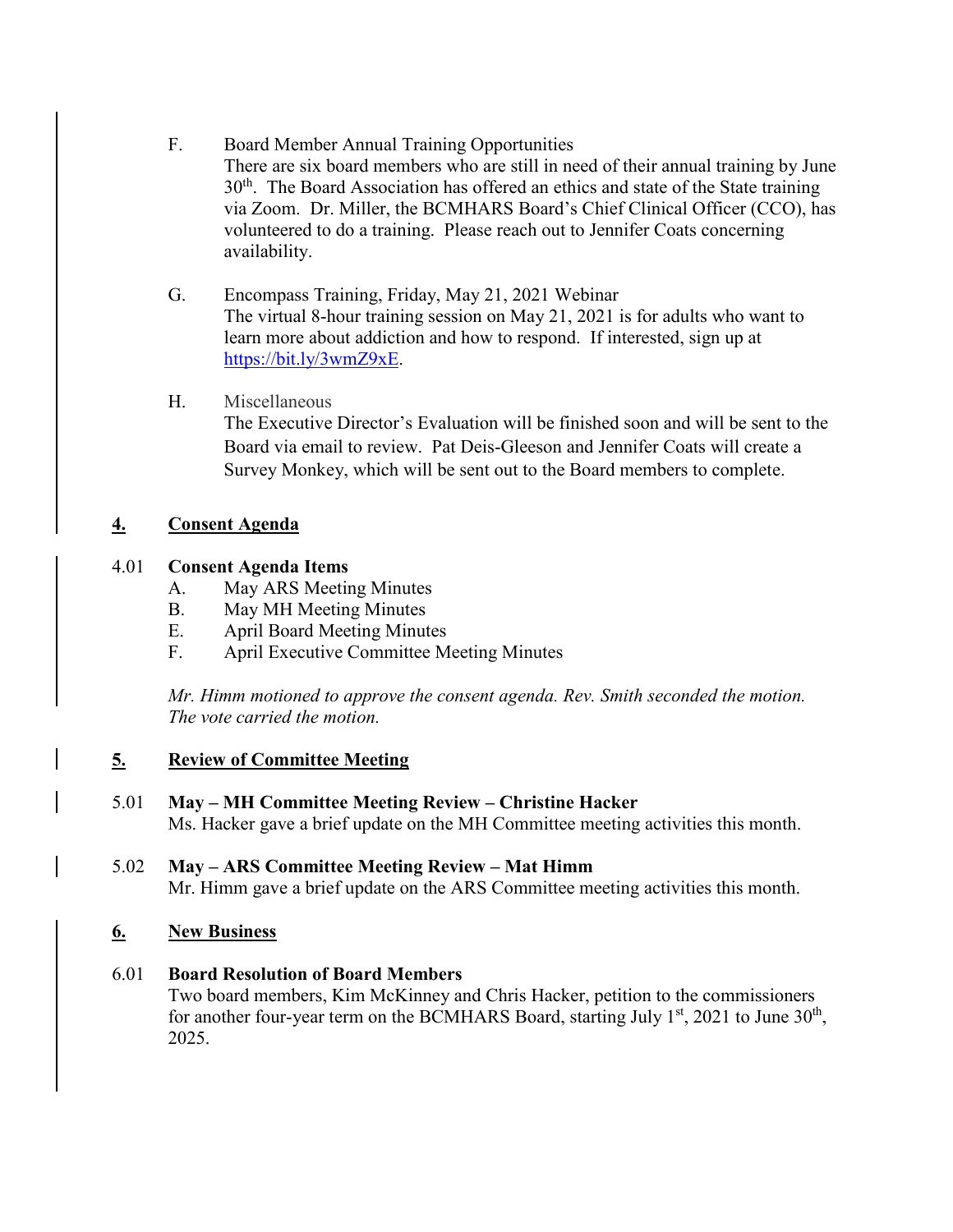F. Board Member Annual Training Opportunities

There are six board members who are still in need of their annual training by June 30th. The Board Association has offered an ethics and state of the State training via Zoom. Dr. Miller, the BCMHARS Board's Chief Clinical Officer (CCO), has volunteered to do a training. Please reach out to Jennifer Coats concerning availability.

G. Encompass Training, Friday, May 21, 2021 Webinar

The virtual 8-hour training session on May 21, 2021 is for adults who want to learn more about addiction and how to respond. If interested, sign up at https://bit.ly/3wmZ9xE.

H. Miscellaneous

The Executive Director's Evaluation will be finished soon and will be sent to the Board via email to review. Pat Deis-Gleeson and Jennifer Coats will create a Survey Monkey, which will be sent out to the Board members to complete.

## 4. Consent Agenda

4.01 **Consent Agenda Items**

A. May ARS Meeting Minutes
B. May MH Meeting Minutes
E. April Board Meeting Minutes
F. April Executive Committee Meeting Minutes

*Mr. Himm motioned to approve the consent agenda. Rev. Smith seconded the motion. The vote carried the motion.*

## 5. Review of Committee Meeting

5.01 **May – MH Committee Meeting Review – Christine Hacker**

Ms. Hacker gave a brief update on the MH Committee meeting activities this month.

5.02 **May – ARS Committee Meeting Review – Mat Himm**

Mr. Himm gave a brief update on the ARS Committee meeting activities this month.

## 6. New Business

6.01 **Board Resolution of Board Members**

Two board members, Kim McKinney and Chris Hacker, petition to the commissioners for another four-year term on the BCMHARS Board, starting July 1st, 2021 to June 30th, 2025.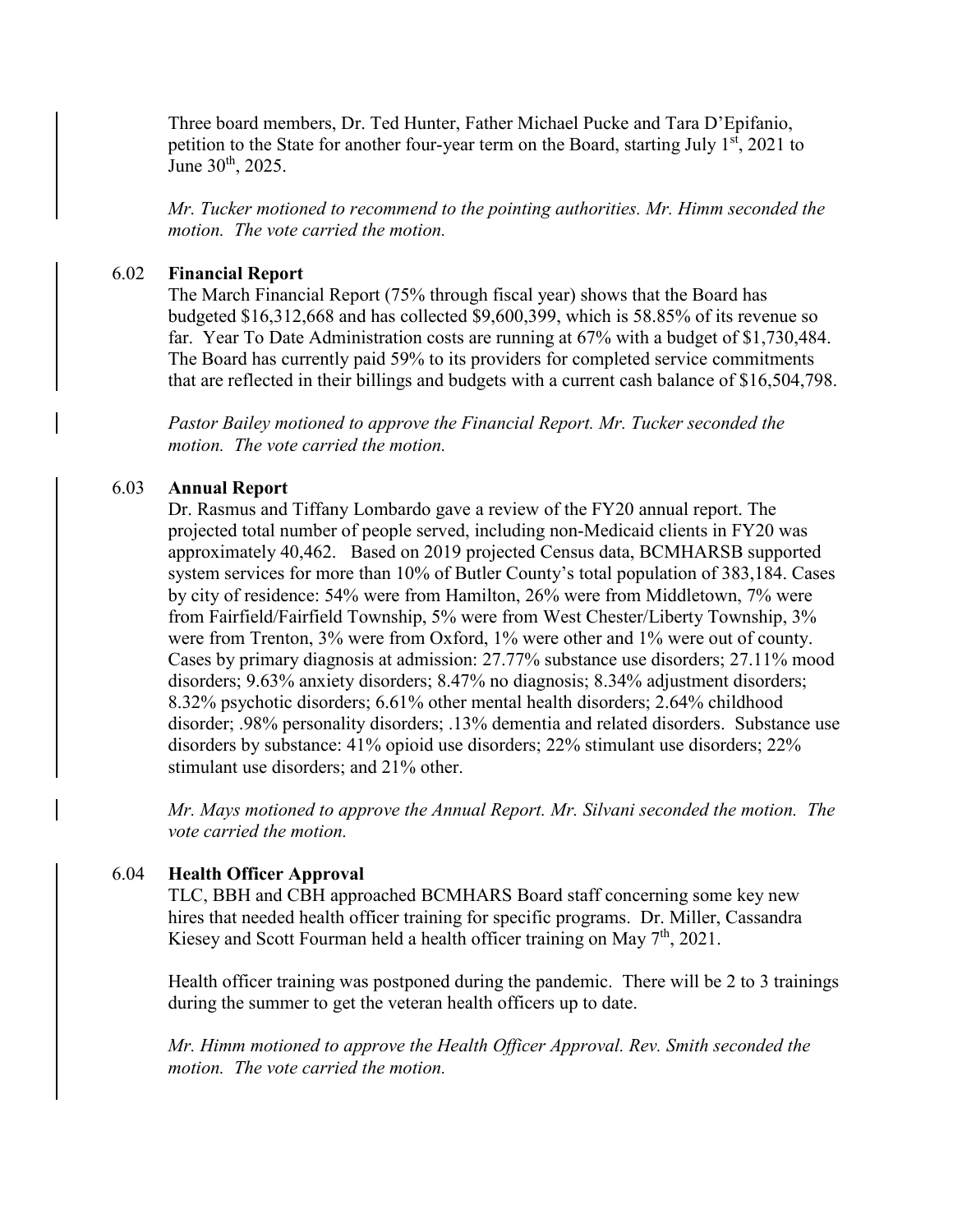Three board members, Dr. Ted Hunter, Father Michael Pucke and Tara D'Epifanio, petition to the State for another four-year term on the Board, starting July 1st, 2021 to June 30th, 2025.

*Mr. Tucker motioned to recommend to the pointing authorities. Mr. Himm seconded the motion. The vote carried the motion.*

6.02 **Financial Report**

The March Financial Report (75% through fiscal year) shows that the Board has budgeted $16,312,668 and has collected $9,600,399, which is 58.85% of its revenue so far. Year To Date Administration costs are running at 67% with a budget of $1,730,484. The Board has currently paid 59% to its providers for completed service commitments that are reflected in their billings and budgets with a current cash balance of $16,504,798.

*Pastor Bailey motioned to approve the Financial Report. Mr. Tucker seconded the motion. The vote carried the motion.*

6.03 **Annual Report**

Dr. Rasmus and Tiffany Lombardo gave a review of the FY20 annual report. The projected total number of people served, including non-Medicaid clients in FY20 was approximately 40,462. Based on 2019 projected Census data, BCMHARSB supported system services for more than 10% of Butler County's total population of 383,184. Cases by city of residence: 54% were from Hamilton, 26% were from Middletown, 7% were from Fairfield/Fairfield Township, 5% were from West Chester/Liberty Township, 3% were from Trenton, 3% were from Oxford, 1% were other and 1% were out of county. Cases by primary diagnosis at admission: 27.77% substance use disorders; 27.11% mood disorders; 9.63% anxiety disorders; 8.47% no diagnosis; 8.34% adjustment disorders; 8.32% psychotic disorders; 6.61% other mental health disorders; 2.64% childhood disorder; .98% personality disorders; .13% dementia and related disorders. Substance use disorders by substance: 41% opioid use disorders; 22% stimulant use disorders; 22% stimulant use disorders; and 21% other.

*Mr. Mays motioned to approve the Annual Report. Mr. Silvani seconded the motion. The vote carried the motion.*

6.04 **Health Officer Approval**

TLC, BBH and CBH approached BCMHARS Board staff concerning some key new hires that needed health officer training for specific programs. Dr. Miller, Cassandra Kiesey and Scott Fourman held a health officer training on May 7th, 2021.

Health officer training was postponed during the pandemic. There will be 2 to 3 trainings during the summer to get the veteran health officers up to date.

*Mr. Himm motioned to approve the Health Officer Approval. Rev. Smith seconded the motion. The vote carried the motion.*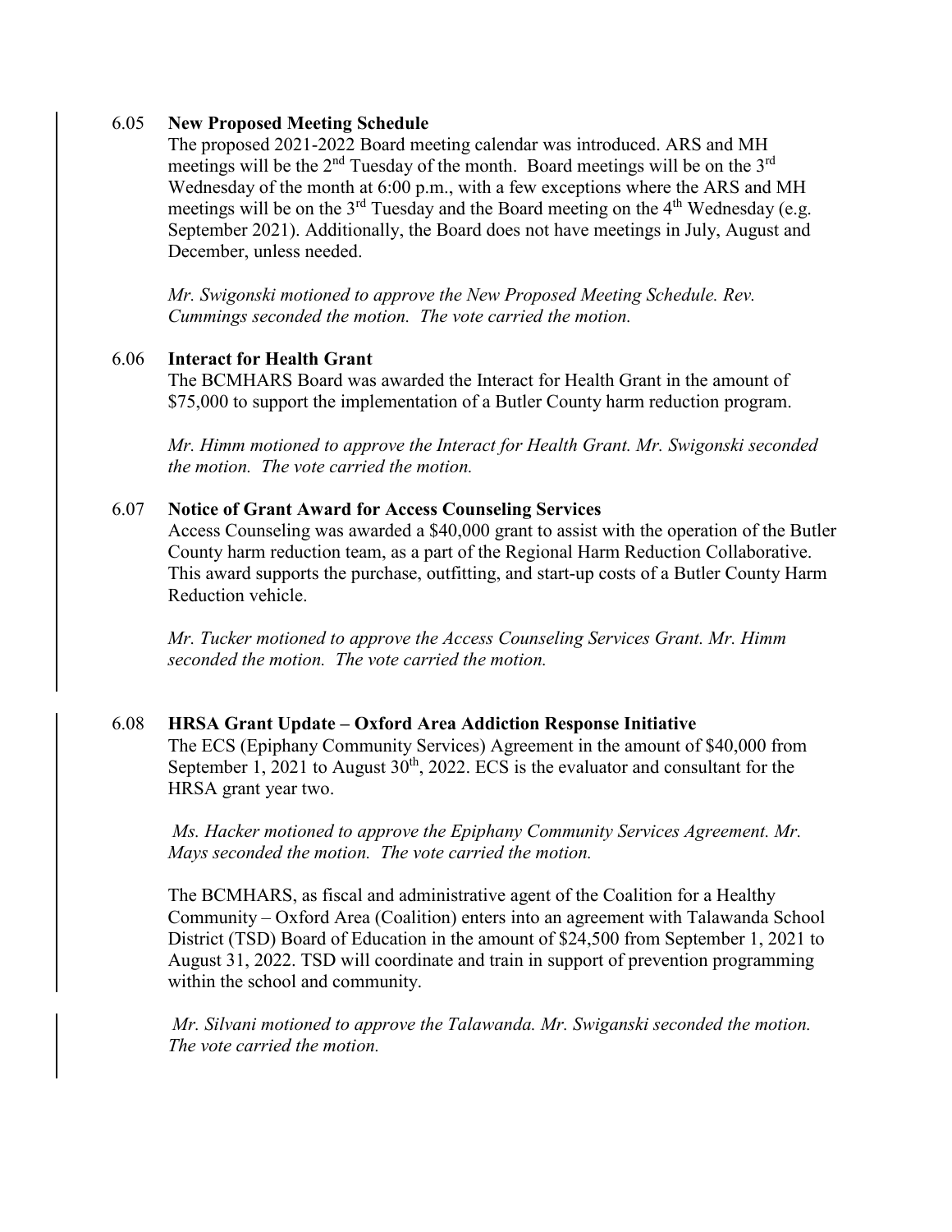6.05 **New Proposed Meeting Schedule**

The proposed 2021-2022 Board meeting calendar was introduced. ARS and MH meetings will be the 2nd Tuesday of the month. Board meetings will be on the 3rd Wednesday of the month at 6:00 p.m., with a few exceptions where the ARS and MH meetings will be on the 3rd Tuesday and the Board meeting on the 4th Wednesday (e.g. September 2021). Additionally, the Board does not have meetings in July, August and December, unless needed.

*Mr. Swigonski motioned to approve the New Proposed Meeting Schedule. Rev. Cummings seconded the motion. The vote carried the motion.*

6.06 **Interact for Health Grant**

The BCMHARS Board was awarded the Interact for Health Grant in the amount of $75,000 to support the implementation of a Butler County harm reduction program.

*Mr. Himm motioned to approve the Interact for Health Grant. Mr. Swigonski seconded the motion. The vote carried the motion.*

6.07 **Notice of Grant Award for Access Counseling Services**

Access Counseling was awarded a $40,000 grant to assist with the operation of the Butler County harm reduction team, as a part of the Regional Harm Reduction Collaborative. This award supports the purchase, outfitting, and start-up costs of a Butler County Harm Reduction vehicle.

*Mr. Tucker motioned to approve the Access Counseling Services Grant. Mr. Himm seconded the motion. The vote carried the motion.*

6.08 **HRSA Grant Update – Oxford Area Addiction Response Initiative**

The ECS (Epiphany Community Services) Agreement in the amount of $40,000 from September 1, 2021 to August 30th, 2022. ECS is the evaluator and consultant for the HRSA grant year two.

*Ms. Hacker motioned to approve the Epiphany Community Services Agreement. Mr. Mays seconded the motion. The vote carried the motion.*

The BCMHARS, as fiscal and administrative agent of the Coalition for a Healthy Community – Oxford Area (Coalition) enters into an agreement with Talawanda School District (TSD) Board of Education in the amount of $24,500 from September 1, 2021 to August 31, 2022. TSD will coordinate and train in support of prevention programming within the school and community.

*Mr. Silvani motioned to approve the Talawanda. Mr. Swiganski seconded the motion. The vote carried the motion.*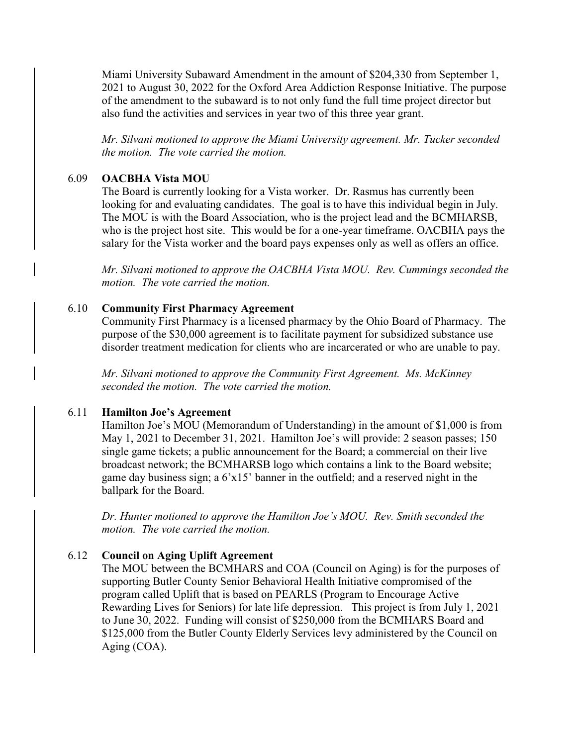Miami University Subaward Amendment in the amount of $204,330 from September 1, 2021 to August 30, 2022 for the Oxford Area Addiction Response Initiative. The purpose of the amendment to the subaward is to not only fund the full time project director but also fund the activities and services in year two of this three year grant.

*Mr. Silvani motioned to approve the Miami University agreement. Mr. Tucker seconded the motion. The vote carried the motion.*

6.09 **OACBHA Vista MOU**

The Board is currently looking for a Vista worker. Dr. Rasmus has currently been looking for and evaluating candidates. The goal is to have this individual begin in July. The MOU is with the Board Association, who is the project lead and the BCMHARSB, who is the project host site. This would be for a one-year timeframe. OACBHA pays the salary for the Vista worker and the board pays expenses only as well as offers an office.

*Mr. Silvani motioned to approve the OACBHA Vista MOU. Rev. Cummings seconded the motion. The vote carried the motion.*

6.10 **Community First Pharmacy Agreement**

Community First Pharmacy is a licensed pharmacy by the Ohio Board of Pharmacy. The purpose of the $30,000 agreement is to facilitate payment for subsidized substance use disorder treatment medication for clients who are incarcerated or who are unable to pay.

*Mr. Silvani motioned to approve the Community First Agreement. Ms. McKinney seconded the motion. The vote carried the motion.*

6.11 **Hamilton Joe's Agreement**

Hamilton Joe's MOU (Memorandum of Understanding) in the amount of $1,000 is from May 1, 2021 to December 31, 2021. Hamilton Joe's will provide: 2 season passes; 150 single game tickets; a public announcement for the Board; a commercial on their live broadcast network; the BCMHARSB logo which contains a link to the Board website; game day business sign; a 6'x15' banner in the outfield; and a reserved night in the ballpark for the Board.

*Dr. Hunter motioned to approve the Hamilton Joe's MOU. Rev. Smith seconded the motion. The vote carried the motion.*

6.12 **Council on Aging Uplift Agreement**

The MOU between the BCMHARS and COA (Council on Aging) is for the purposes of supporting Butler County Senior Behavioral Health Initiative compromised of the program called Uplift that is based on PEARLS (Program to Encourage Active Rewarding Lives for Seniors) for late life depression. This project is from July 1, 2021 to June 30, 2022. Funding will consist of $250,000 from the BCMHARS Board and $125,000 from the Butler County Elderly Services levy administered by the Council on Aging (COA).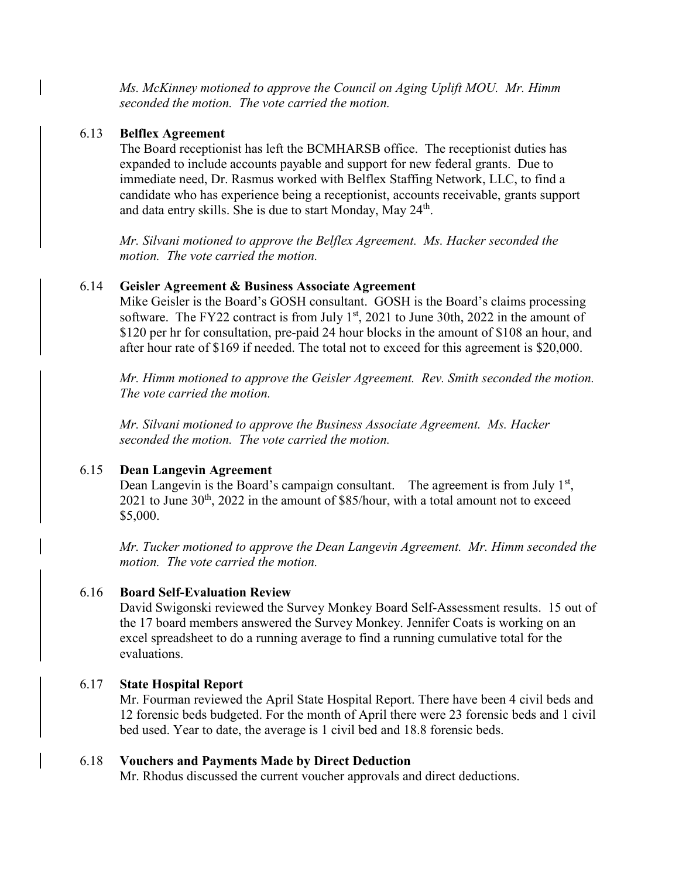*Ms. McKinney motioned to approve the Council on Aging Uplift MOU. Mr. Himm seconded the motion. The vote carried the motion.*

6.13 **Belflex Agreement**

The Board receptionist has left the BCMHARSB office. The receptionist duties has expanded to include accounts payable and support for new federal grants. Due to immediate need, Dr. Rasmus worked with Belflex Staffing Network, LLC, to find a candidate who has experience being a receptionist, accounts receivable, grants support and data entry skills. She is due to start Monday, May 24th.

*Mr. Silvani motioned to approve the Belflex Agreement. Ms. Hacker seconded the motion. The vote carried the motion.*

6.14 **Geisler Agreement & Business Associate Agreement**

Mike Geisler is the Board's GOSH consultant. GOSH is the Board's claims processing software. The FY22 contract is from July 1st, 2021 to June 30th, 2022 in the amount of $120 per hr for consultation, pre-paid 24 hour blocks in the amount of $108 an hour, and after hour rate of $169 if needed. The total not to exceed for this agreement is $20,000.

*Mr. Himm motioned to approve the Geisler Agreement. Rev. Smith seconded the motion. The vote carried the motion.*

*Mr. Silvani motioned to approve the Business Associate Agreement. Ms. Hacker seconded the motion. The vote carried the motion.*

6.15 **Dean Langevin Agreement**

Dean Langevin is the Board's campaign consultant. The agreement is from July 1st, 2021 to June 30th, 2022 in the amount of $85/hour, with a total amount not to exceed $5,000.

*Mr. Tucker motioned to approve the Dean Langevin Agreement. Mr. Himm seconded the motion. The vote carried the motion.*

6.16 **Board Self-Evaluation Review**

David Swigonski reviewed the Survey Monkey Board Self-Assessment results. 15 out of the 17 board members answered the Survey Monkey. Jennifer Coats is working on an excel spreadsheet to do a running average to find a running cumulative total for the evaluations.

6.17 **State Hospital Report**

Mr. Fourman reviewed the April State Hospital Report. There have been 4 civil beds and 12 forensic beds budgeted. For the month of April there were 23 forensic beds and 1 civil bed used. Year to date, the average is 1 civil bed and 18.8 forensic beds.

6.18 **Vouchers and Payments Made by Direct Deduction**

Mr. Rhodus discussed the current voucher approvals and direct deductions.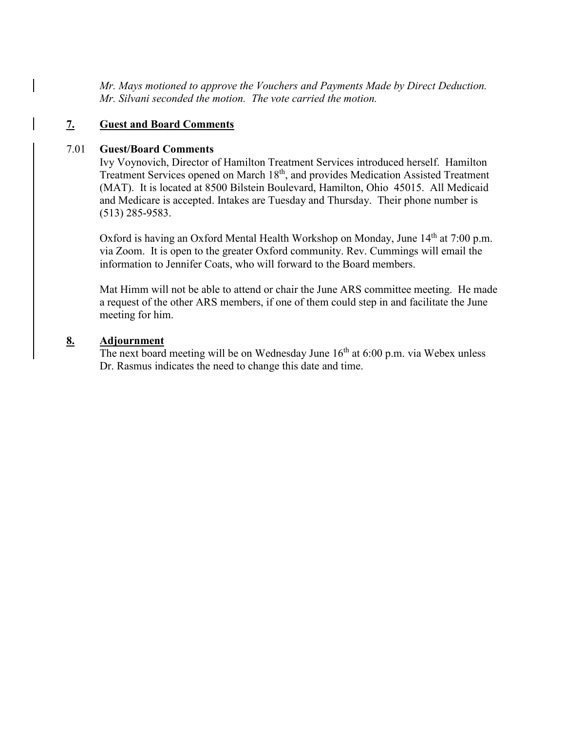*Mr. Mays motioned to approve the Vouchers and Payments Made by Direct Deduction. Mr. Silvani seconded the motion. The vote carried the motion.*

## 7. Guest and Board Comments

### 7.01 Guest/Board Comments

Ivy Voynovich, Director of Hamilton Treatment Services introduced herself. Hamilton Treatment Services opened on March 18th, and provides Medication Assisted Treatment (MAT). It is located at 8500 Bilstein Boulevard, Hamilton, Ohio 45015. All Medicaid and Medicare is accepted. Intakes are Tuesday and Thursday. Their phone number is (513) 285-9583.

Oxford is having an Oxford Mental Health Workshop on Monday, June 14th at 7:00 p.m. via Zoom. It is open to the greater Oxford community. Rev. Cummings will email the information to Jennifer Coats, who will forward to the Board members.

Mat Himm will not be able to attend or chair the June ARS committee meeting. He made a request of the other ARS members, if one of them could step in and facilitate the June meeting for him.

## 8. Adjournment

The next board meeting will be on Wednesday June 16th at 6:00 p.m. via Webex unless Dr. Rasmus indicates the need to change this date and time.